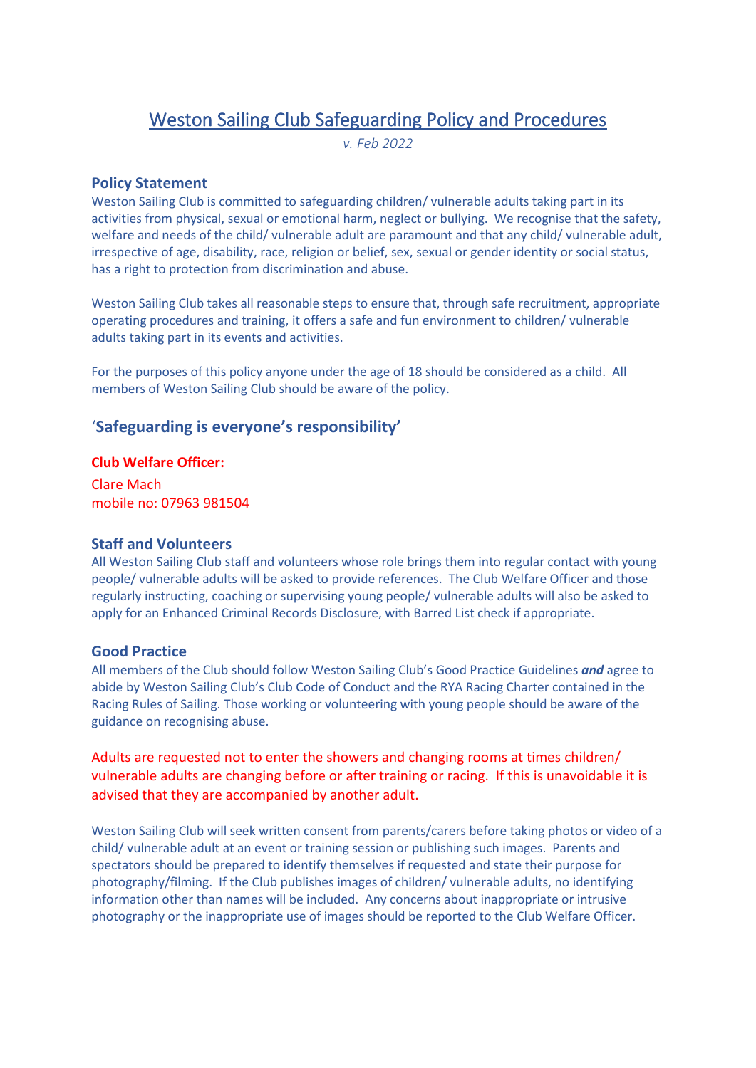# Weston Sailing Club Safeguarding Policy and Procedures

*v. Feb 2022*

## Policy Statement

Weston Sailing Club is committed to safeguarding children/ vulnerable adults taking part in its activities from physical, sexual or emotional harm, neglect or bullying. We recognise that the safety, welfare and needs of the child/ vulnerable adult are paramount and that any child/ vulnerable adult, irrespective of age, disability, race, religion or belief, sex, sexual or gender identity or social status, has a right to protection from discrimination and abuse.

Weston Sailing Club takes all reasonable steps to ensure that, through safe recruitment, appropriate operating procedures and training, it offers a safe and fun environment to children/ vulnerable adults taking part in its events and activities.

For the purposes of this policy anyone under the age of 18 should be considered as a child. All members of Weston Sailing Club should be aware of the policy.

## 'Safeguarding is everyone's responsibility'

**Club Welfare Officer:**

Clare Mach
mobile no: 07963 981504

## Staff and Volunteers

All Weston Sailing Club staff and volunteers whose role brings them into regular contact with young people/ vulnerable adults will be asked to provide references. The Club Welfare Officer and those regularly instructing, coaching or supervising young people/ vulnerable adults will also be asked to apply for an Enhanced Criminal Records Disclosure, with Barred List check if appropriate.

## Good Practice

All members of the Club should follow Weston Sailing Club's Good Practice Guidelines ***and*** agree to abide by Weston Sailing Club's Club Code of Conduct and the RYA Racing Charter contained in the Racing Rules of Sailing. Those working or volunteering with young people should be aware of the guidance on recognising abuse.

Adults are requested not to enter the showers and changing rooms at times children/ vulnerable adults are changing before or after training or racing. If this is unavoidable it is advised that they are accompanied by another adult.

Weston Sailing Club will seek written consent from parents/carers before taking photos or video of a child/ vulnerable adult at an event or training session or publishing such images. Parents and spectators should be prepared to identify themselves if requested and state their purpose for photography/filming. If the Club publishes images of children/ vulnerable adults, no identifying information other than names will be included. Any concerns about inappropriate or intrusive photography or the inappropriate use of images should be reported to the Club Welfare Officer.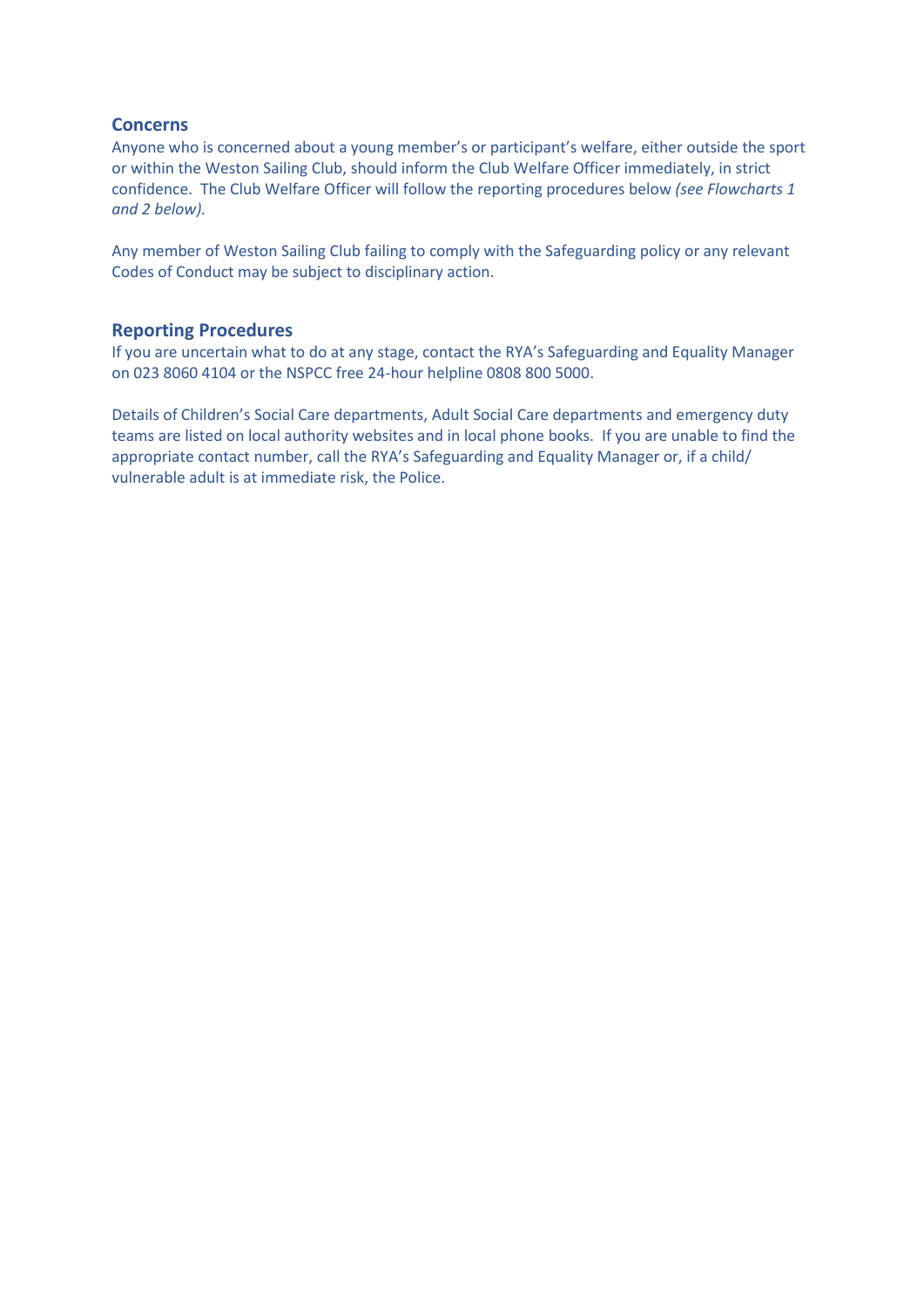## Concerns

Anyone who is concerned about a young member's or participant's welfare, either outside the sport or within the Weston Sailing Club, should inform the Club Welfare Officer immediately, in strict confidence. The Club Welfare Officer will follow the reporting procedures below *(see Flowcharts 1 and 2 below).*

Any member of Weston Sailing Club failing to comply with the Safeguarding policy or any relevant Codes of Conduct may be subject to disciplinary action.

## Reporting Procedures

If you are uncertain what to do at any stage, contact the RYA's Safeguarding and Equality Manager on 023 8060 4104 or the NSPCC free 24-hour helpline 0808 800 5000.

Details of Children's Social Care departments, Adult Social Care departments and emergency duty teams are listed on local authority websites and in local phone books. If you are unable to find the appropriate contact number, call the RYA's Safeguarding and Equality Manager or, if a child/ vulnerable adult is at immediate risk, the Police.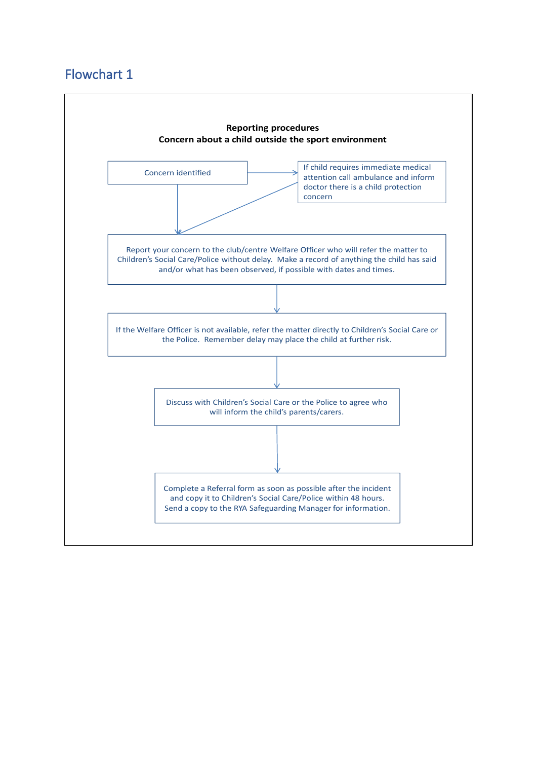## Flowchart 1

**Reporting procedures**
**Concern about a child outside the sport environment**

Concern identified

If child requires immediate medical attention call ambulance and inform doctor there is a child protection concern

Report your concern to the club/centre Welfare Officer who will refer the matter to Children's Social Care/Police without delay. Make a record of anything the child has said and/or what has been observed, if possible with dates and times.

If the Welfare Officer is not available, refer the matter directly to Children's Social Care or the Police. Remember delay may place the child at further risk.

Discuss with Children's Social Care or the Police to agree who will inform the child's parents/carers.

Complete a Referral form as soon as possible after the incident and copy it to Children's Social Care/Police within 48 hours. Send a copy to the RYA Safeguarding Manager for information.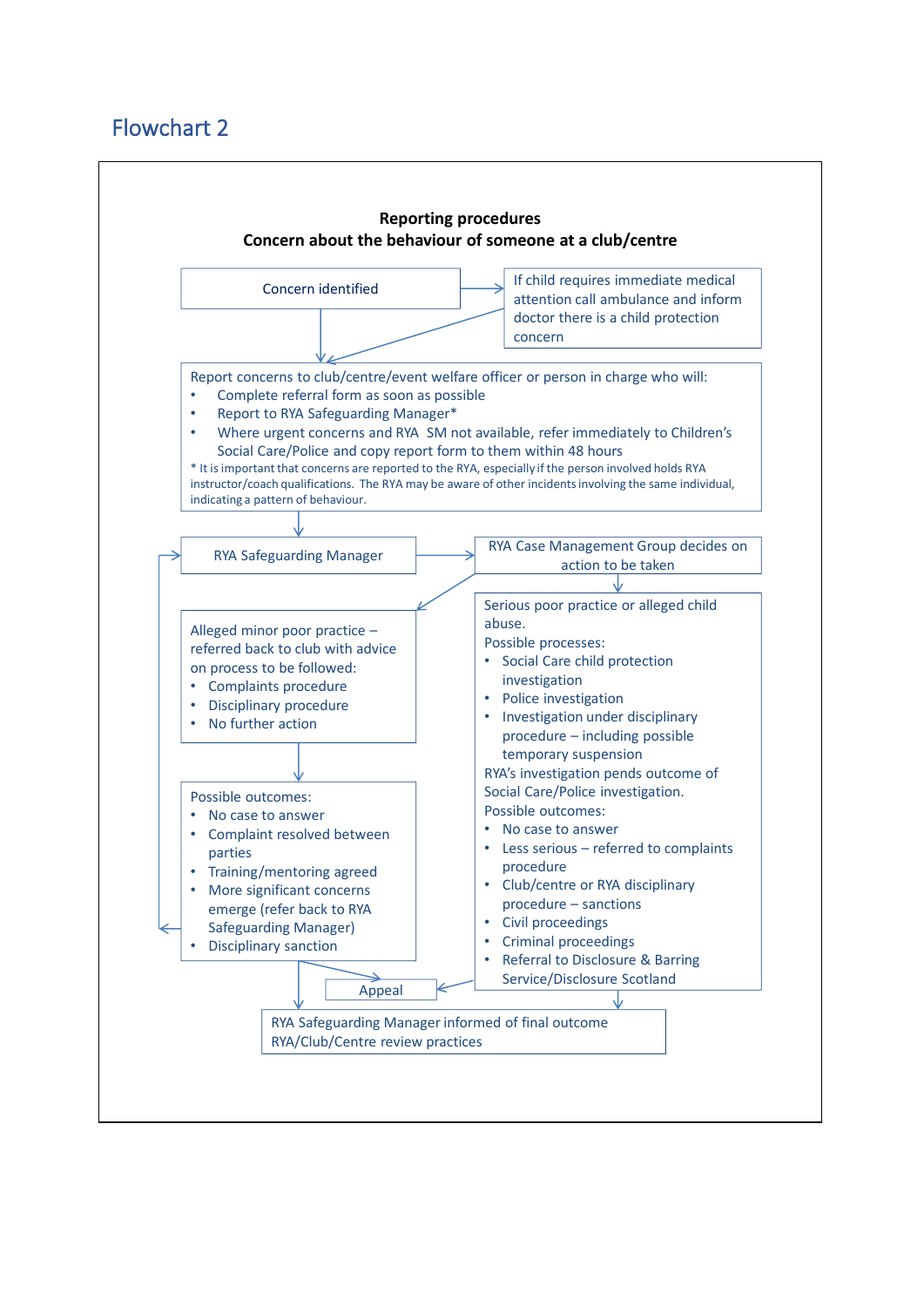## Flowchart 2

**Reporting procedures**
**Concern about the behaviour of someone at a club/centre**

Concern identified

If child requires immediate medical attention call ambulance and inform doctor there is a child protection concern

Report concerns to club/centre/event welfare officer or person in charge who will:

- Complete referral form as soon as possible
- Report to RYA Safeguarding Manager*
- Where urgent concerns and RYA SM not available, refer immediately to Children's Social Care/Police and copy report form to them within 48 hours

* It is important that concerns are reported to the RYA, especially if the person involved holds RYA instructor/coach qualifications. The RYA may be aware of other incidents involving the same individual, indicating a pattern of behaviour.

RYA Safeguarding Manager

RYA Case Management Group decides on action to be taken

Alleged minor poor practice – referred back to club with advice on process to be followed:

- Complaints procedure
- Disciplinary procedure
- No further action

Possible outcomes:

- No case to answer
- Complaint resolved between parties
- Training/mentoring agreed
- More significant concerns emerge (refer back to RYA Safeguarding Manager)
- Disciplinary sanction

Serious poor practice or alleged child abuse.

Possible processes:

- Social Care child protection investigation
- Police investigation
- Investigation under disciplinary procedure – including possible temporary suspension

RYA's investigation pends outcome of Social Care/Police investigation.

Possible outcomes:

- No case to answer
- Less serious – referred to complaints procedure
- Club/centre or RYA disciplinary procedure – sanctions
- Civil proceedings
- Criminal proceedings
- Referral to Disclosure & Barring Service/Disclosure Scotland

Appeal

RYA Safeguarding Manager informed of final outcome
RYA/Club/Centre review practices